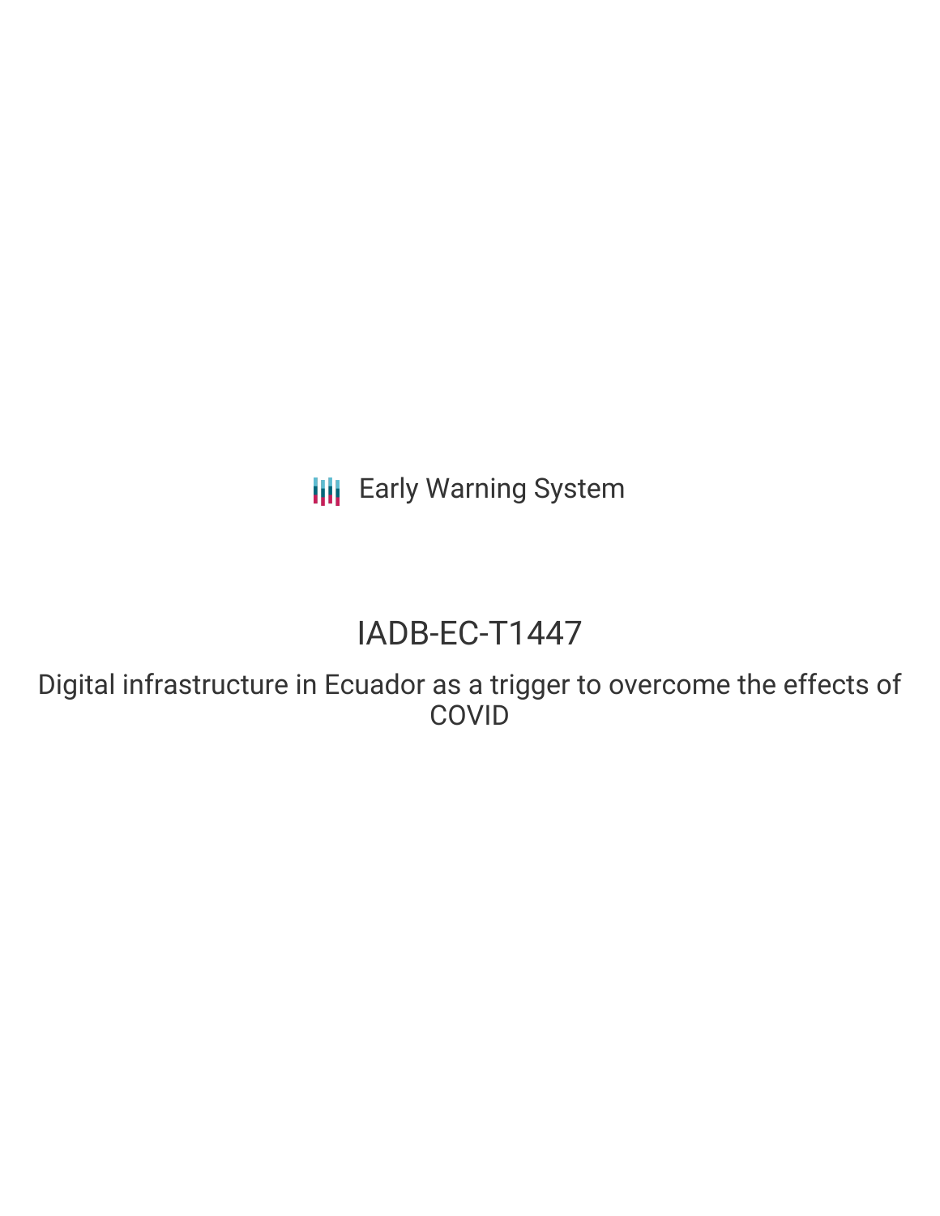Early Warning System

# IADB-EC-T1447

## Digital infrastructure in Ecuador as a trigger to overcome the effects of COVID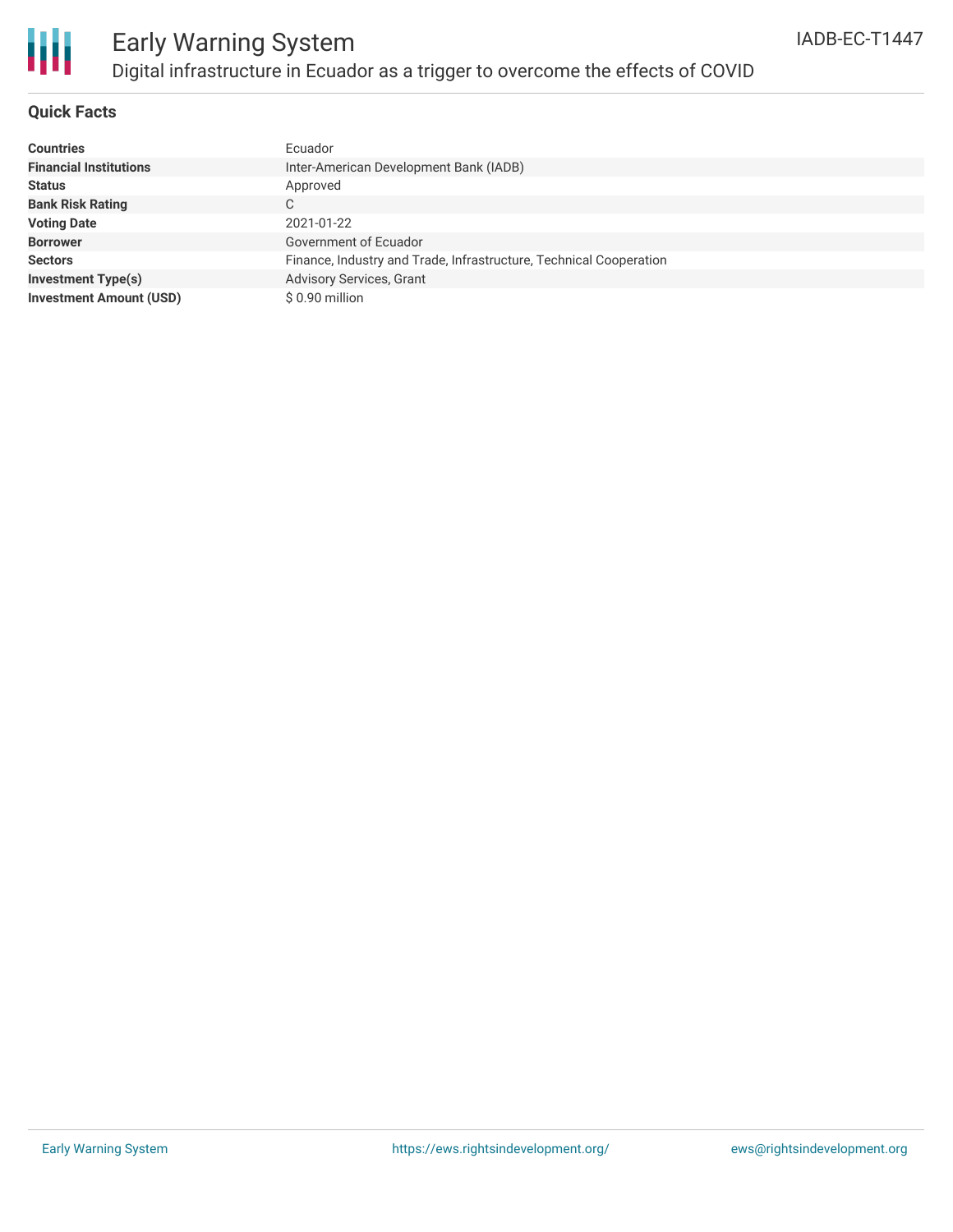# Early Warning System

## Digital infrastructure in Ecuador as a trigger to overcome the effects of COVID

IADB-EC-T1447

### Quick Facts

| | |
|---|---|
| **Countries** | Ecuador |
| **Financial Institutions** | Inter-American Development Bank (IADB) |
| **Status** | Approved |
| **Bank Risk Rating** | C |
| **Voting Date** | 2021-01-22 |
| **Borrower** | Government of Ecuador |
| **Sectors** | Finance, Industry and Trade, Infrastructure, Technical Cooperation |
| **Investment Type(s)** | Advisory Services, Grant |
| **Investment Amount (USD)** | $ 0.90 million |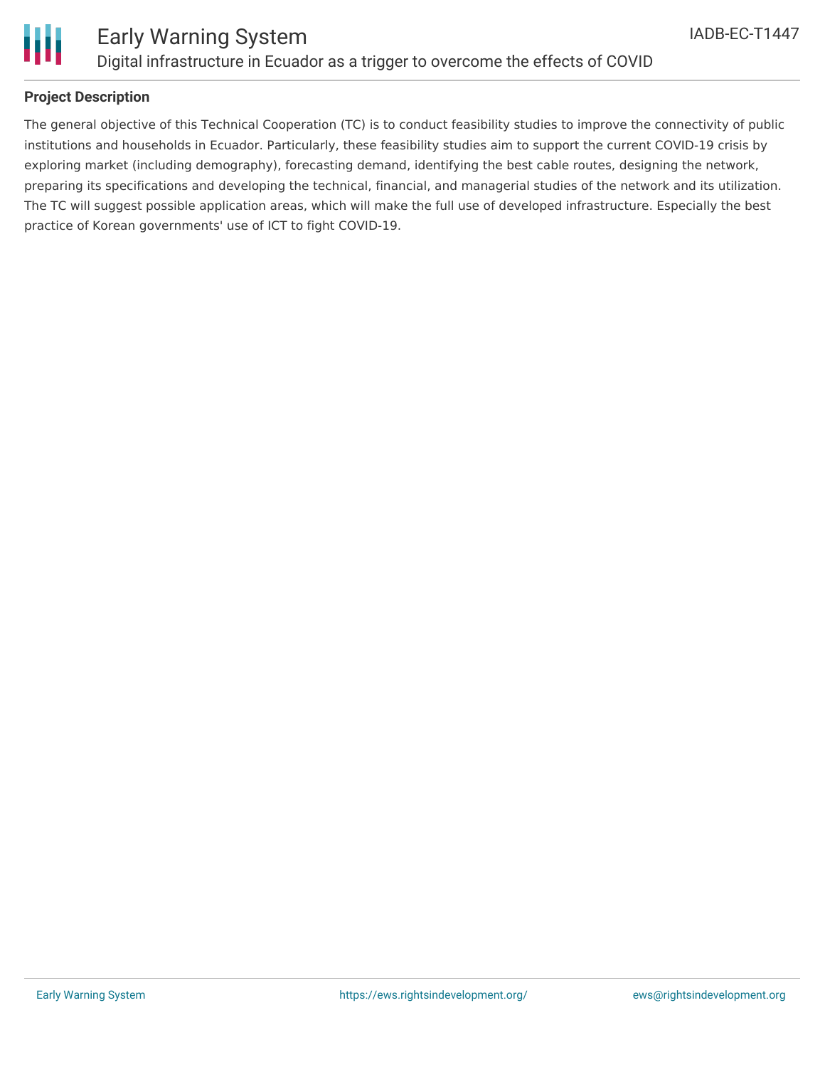### Project Description

The general objective of this Technical Cooperation (TC) is to conduct feasibility studies to improve the connectivity of public institutions and households in Ecuador. Particularly, these feasibility studies aim to support the current COVID-19 crisis by exploring market (including demography), forecasting demand, identifying the best cable routes, designing the network, preparing its specifications and developing the technical, financial, and managerial studies of the network and its utilization. The TC will suggest possible application areas, which will make the full use of developed infrastructure. Especially the best practice of Korean governments' use of ICT to fight COVID-19.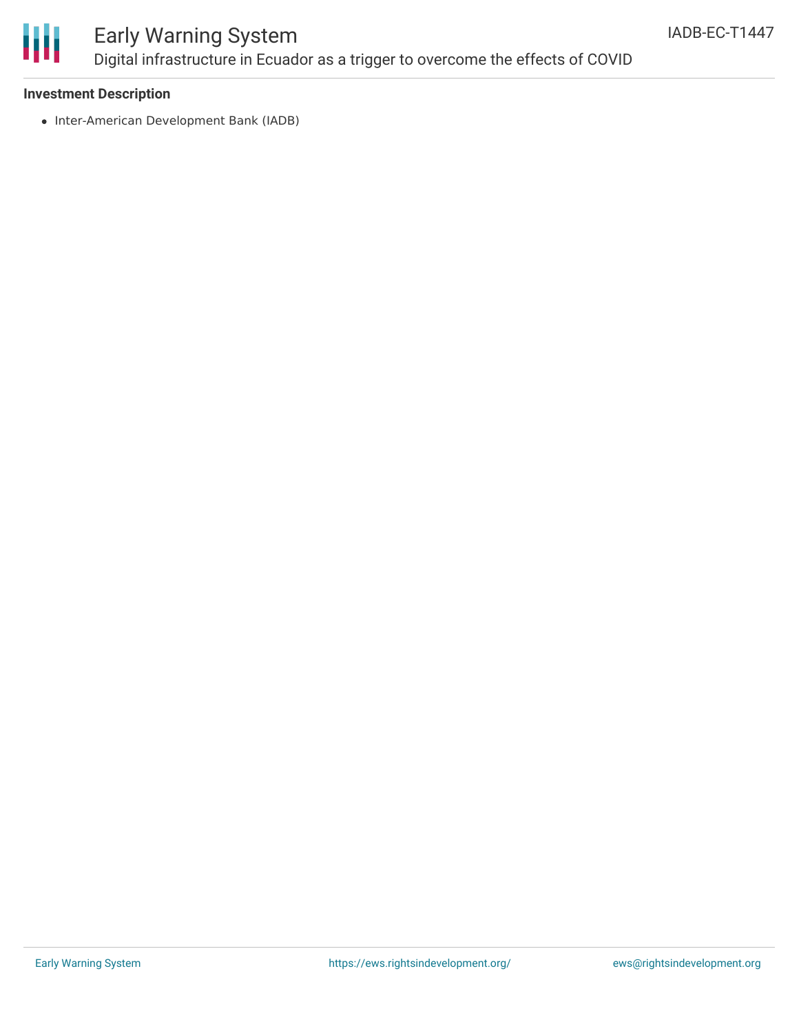### Investment Description

- Inter-American Development Bank (IADB)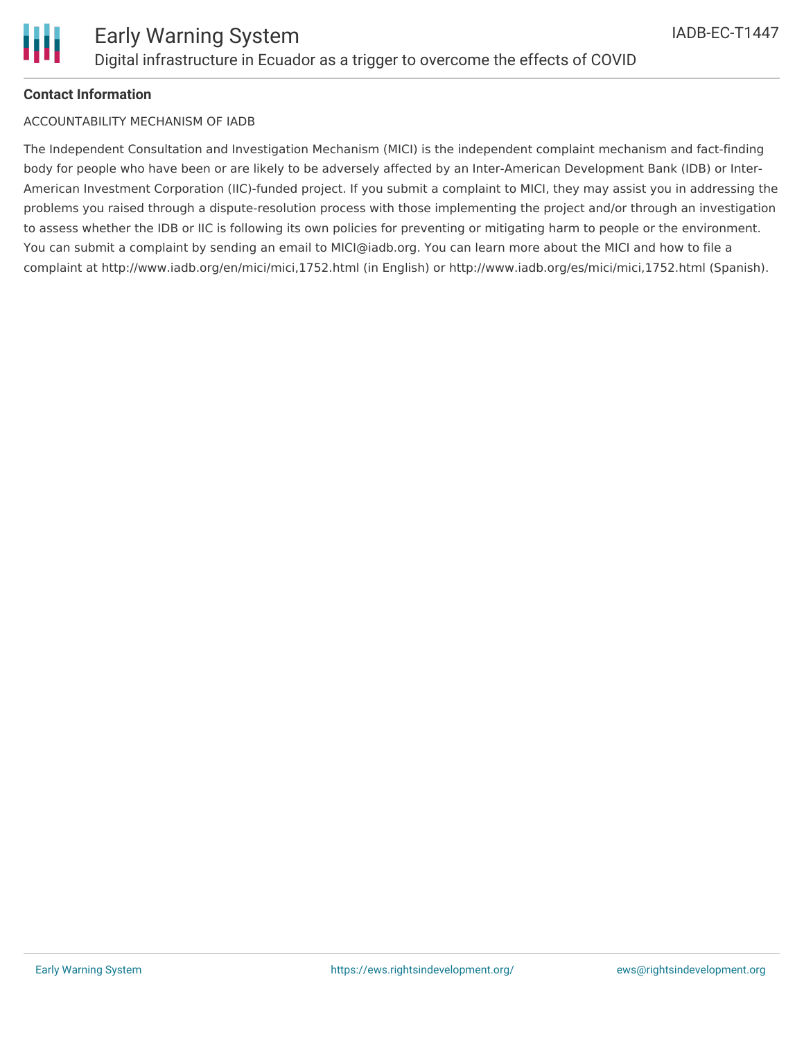**Contact Information**

ACCOUNTABILITY MECHANISM OF IADB

The Independent Consultation and Investigation Mechanism (MICI) is the independent complaint mechanism and fact-finding body for people who have been or are likely to be adversely affected by an Inter-American Development Bank (IDB) or Inter-American Investment Corporation (IIC)-funded project. If you submit a complaint to MICI, they may assist you in addressing the problems you raised through a dispute-resolution process with those implementing the project and/or through an investigation to assess whether the IDB or IIC is following its own policies for preventing or mitigating harm to people or the environment. You can submit a complaint by sending an email to MICI@iadb.org. You can learn more about the MICI and how to file a complaint at http://www.iadb.org/en/mici/mici,1752.html (in English) or http://www.iadb.org/es/mici/mici,1752.html (Spanish).